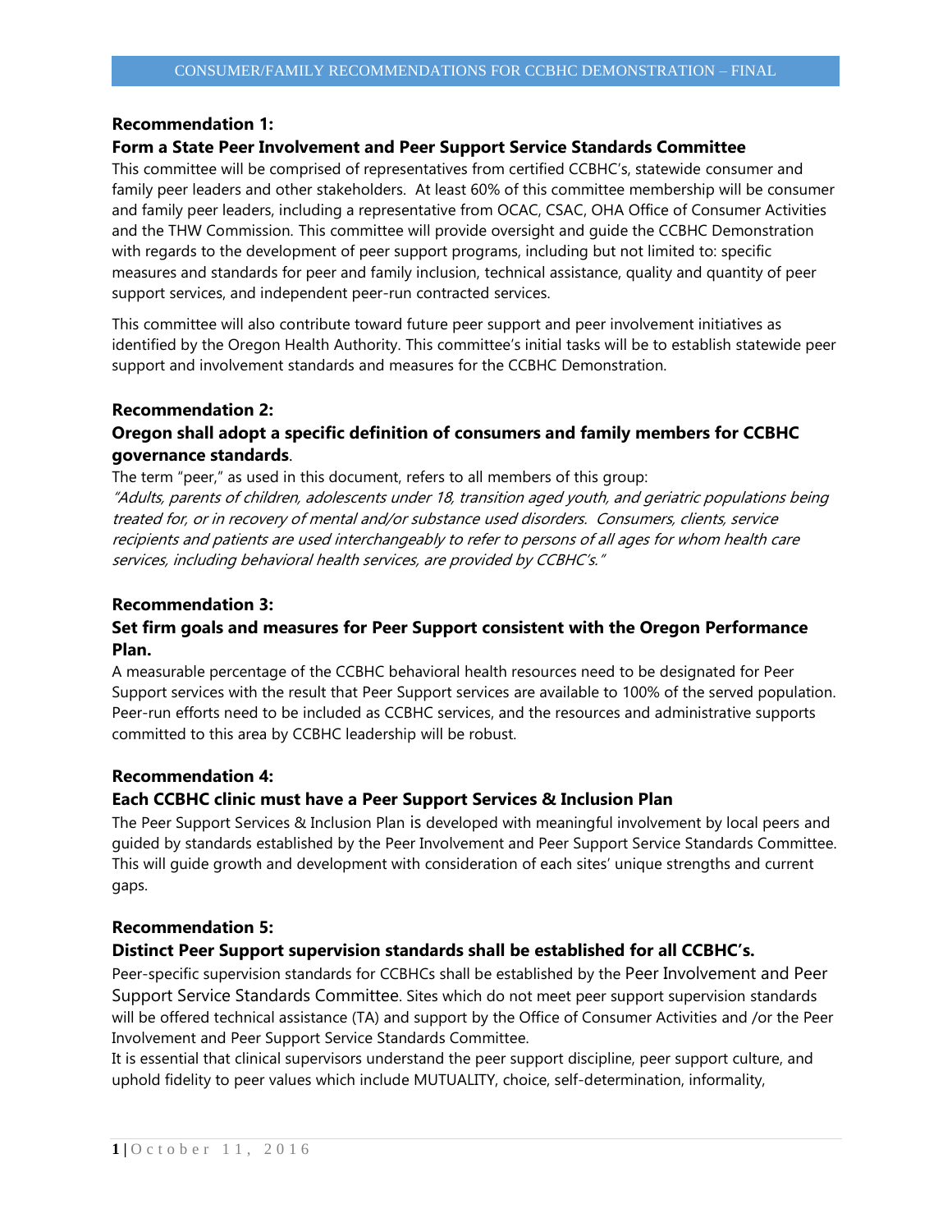**Recommendation 1:**

**Form a State Peer Involvement and Peer Support Service Standards Committee**

This committee will be comprised of representatives from certified CCBHC's, statewide consumer and family peer leaders and other stakeholders. At least 60% of this committee membership will be consumer and family peer leaders, including a representative from OCAC, CSAC, OHA Office of Consumer Activities and the THW Commission. This committee will provide oversight and guide the CCBHC Demonstration with regards to the development of peer support programs, including but not limited to: specific measures and standards for peer and family inclusion, technical assistance, quality and quantity of peer support services, and independent peer-run contracted services.

This committee will also contribute toward future peer support and peer involvement initiatives as identified by the Oregon Health Authority. This committee's initial tasks will be to establish statewide peer support and involvement standards and measures for the CCBHC Demonstration.

**Recommendation 2:**

**Oregon shall adopt a specific definition of consumers and family members for CCBHC governance standards**.

The term "peer," as used in this document, refers to all members of this group:

*"Adults, parents of children, adolescents under 18, transition aged youth, and geriatric populations being treated for, or in recovery of mental and/or substance used disorders. Consumers, clients, service recipients and patients are used interchangeably to refer to persons of all ages for whom health care services, including behavioral health services, are provided by CCBHC's."*

**Recommendation 3:**

**Set firm goals and measures for Peer Support consistent with the Oregon Performance Plan.**

A measurable percentage of the CCBHC behavioral health resources need to be designated for Peer Support services with the result that Peer Support services are available to 100% of the served population. Peer-run efforts need to be included as CCBHC services, and the resources and administrative supports committed to this area by CCBHC leadership will be robust.

**Recommendation 4:**

**Each CCBHC clinic must have a Peer Support Services & Inclusion Plan**

The Peer Support Services & Inclusion Plan is developed with meaningful involvement by local peers and guided by standards established by the Peer Involvement and Peer Support Service Standards Committee. This will guide growth and development with consideration of each sites' unique strengths and current gaps.

**Recommendation 5:**

**Distinct Peer Support supervision standards shall be established for all CCBHC's.**

Peer-specific supervision standards for CCBHCs shall be established by the Peer Involvement and Peer Support Service Standards Committee. Sites which do not meet peer support supervision standards will be offered technical assistance (TA) and support by the Office of Consumer Activities and /or the Peer Involvement and Peer Support Service Standards Committee.

It is essential that clinical supervisors understand the peer support discipline, peer support culture, and uphold fidelity to peer values which include MUTUALITY, choice, self-determination, informality,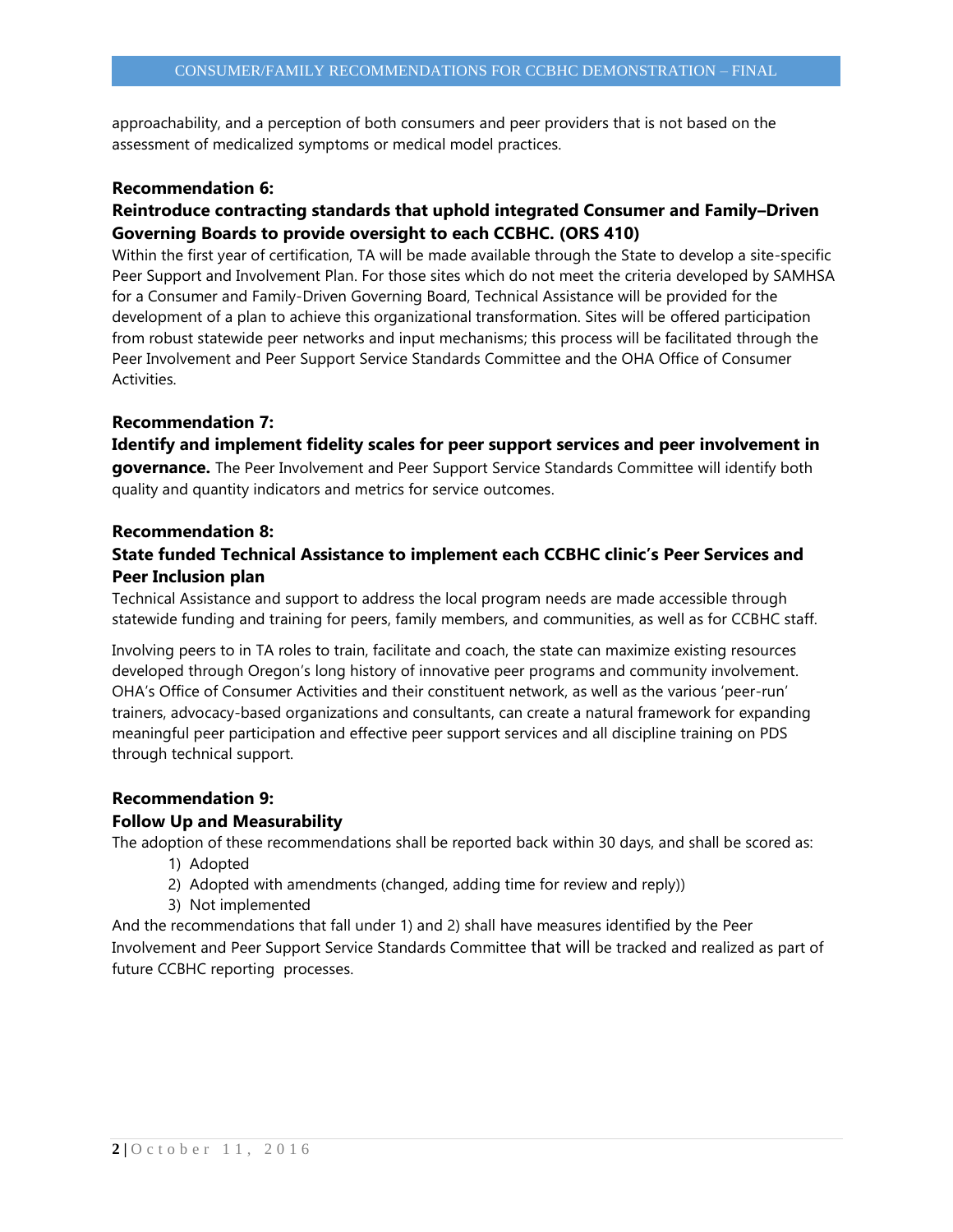approachability, and a perception of both consumers and peer providers that is not based on the assessment of medicalized symptoms or medical model practices.

### Recommendation 6:

### Reintroduce contracting standards that uphold integrated Consumer and Family–Driven Governing Boards to provide oversight to each CCBHC. (ORS 410)

Within the first year of certification, TA will be made available through the State to develop a site-specific Peer Support and Involvement Plan. For those sites which do not meet the criteria developed by SAMHSA for a Consumer and Family-Driven Governing Board, Technical Assistance will be provided for the development of a plan to achieve this organizational transformation. Sites will be offered participation from robust statewide peer networks and input mechanisms; this process will be facilitated through the Peer Involvement and Peer Support Service Standards Committee and the OHA Office of Consumer Activities.

### Recommendation 7:

**Identify and implement fidelity scales for peer support services and peer involvement in governance.** The Peer Involvement and Peer Support Service Standards Committee will identify both quality and quantity indicators and metrics for service outcomes.

### Recommendation 8:

### State funded Technical Assistance to implement each CCBHC clinic's Peer Services and Peer Inclusion plan

Technical Assistance and support to address the local program needs are made accessible through statewide funding and training for peers, family members, and communities, as well as for CCBHC staff.

Involving peers to in TA roles to train, facilitate and coach, the state can maximize existing resources developed through Oregon's long history of innovative peer programs and community involvement. OHA's Office of Consumer Activities and their constituent network, as well as the various 'peer-run' trainers, advocacy-based organizations and consultants, can create a natural framework for expanding meaningful peer participation and effective peer support services and all discipline training on PDS through technical support.

### Recommendation 9:

### Follow Up and Measurability

The adoption of these recommendations shall be reported back within 30 days, and shall be scored as:

1) Adopted
2) Adopted with amendments (changed, adding time for review and reply))
3) Not implemented

And the recommendations that fall under 1) and 2) shall have measures identified by the Peer Involvement and Peer Support Service Standards Committee that will be tracked and realized as part of future CCBHC reporting processes.